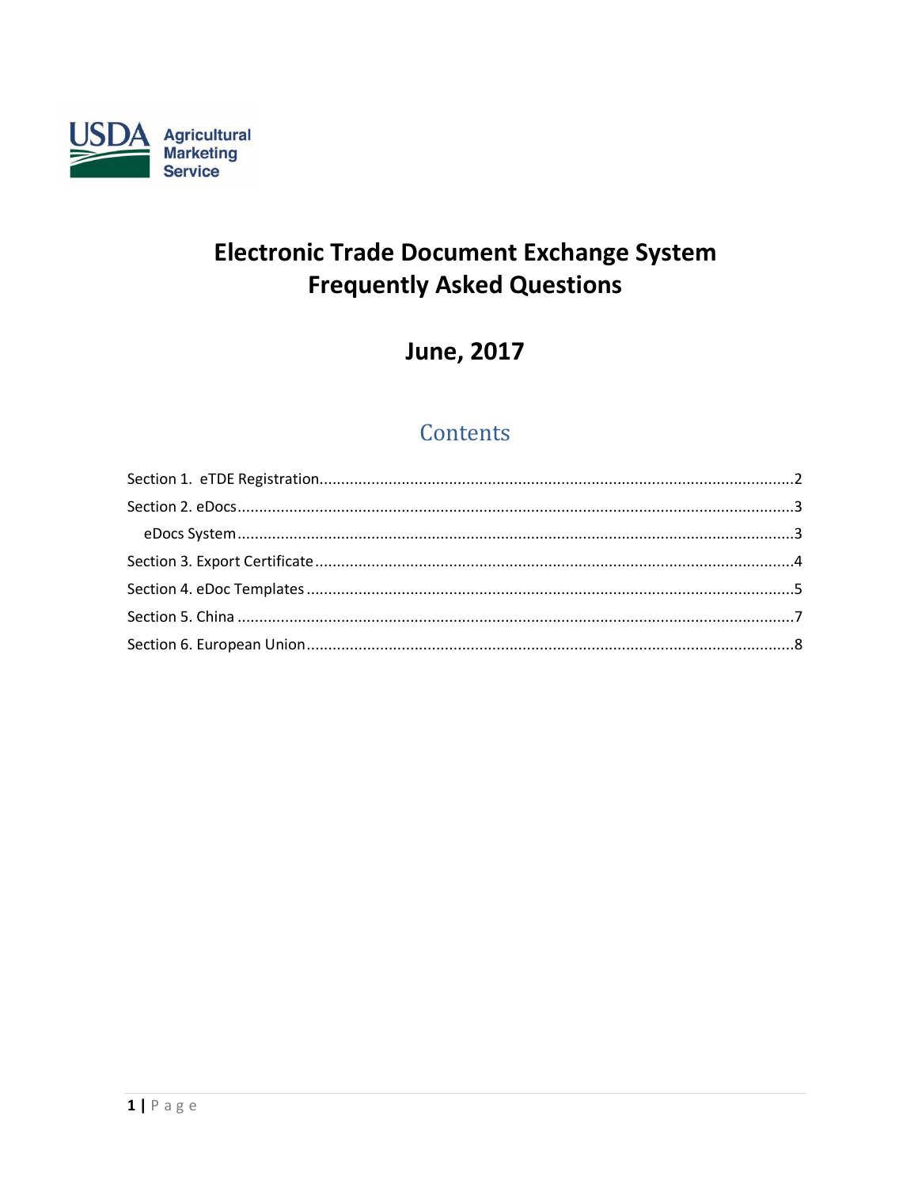USDA Agricultural Marketing Service

# Electronic Trade Document Exchange System Frequently Asked Questions

## June, 2017

## Contents

Section 1. eTDE Registration....2

Section 2. eDocs....3

eDocs System....3

Section 3. Export Certificate....4

Section 4. eDoc Templates....5

Section 5. China....7

Section 6. European Union....8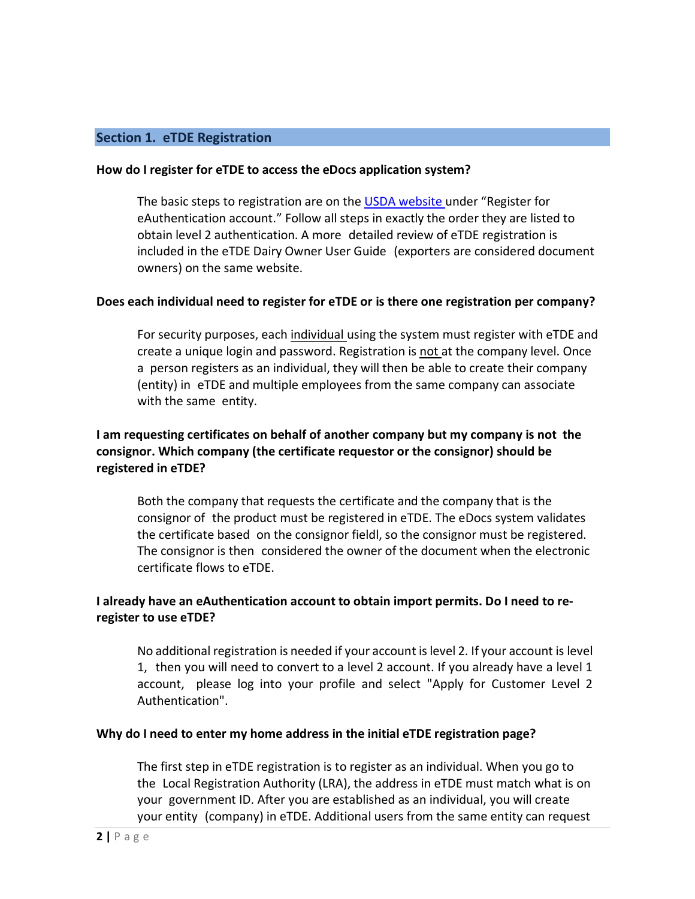## Section 1. eTDE Registration

**How do I register for eTDE to access the eDocs application system?**

The basic steps to registration are on the USDA website under "Register for eAuthentication account." Follow all steps in exactly the order they are listed to obtain level 2 authentication. A more detailed review of eTDE registration is included in the eTDE Dairy Owner User Guide (exporters are considered document owners) on the same website.

**Does each individual need to register for eTDE or is there one registration per company?**

For security purposes, each individual using the system must register with eTDE and create a unique login and password. Registration is not at the company level. Once a person registers as an individual, they will then be able to create their company (entity) in eTDE and multiple employees from the same company can associate with the same entity.

**I am requesting certificates on behalf of another company but my company is not the consignor. Which company (the certificate requestor or the consignor) should be registered in eTDE?**

Both the company that requests the certificate and the company that is the consignor of the product must be registered in eTDE. The eDocs system validates the certificate based on the consignor fieldl, so the consignor must be registered. The consignor is then considered the owner of the document when the electronic certificate flows to eTDE.

**I already have an eAuthentication account to obtain import permits. Do I need to re-register to use eTDE?**

No additional registration is needed if your account is level 2. If your account is level 1, then you will need to convert to a level 2 account. If you already have a level 1 account, please log into your profile and select "Apply for Customer Level 2 Authentication".

**Why do I need to enter my home address in the initial eTDE registration page?**

The first step in eTDE registration is to register as an individual. When you go to the Local Registration Authority (LRA), the address in eTDE must match what is on your government ID. After you are established as an individual, you will create your entity (company) in eTDE. Additional users from the same entity can request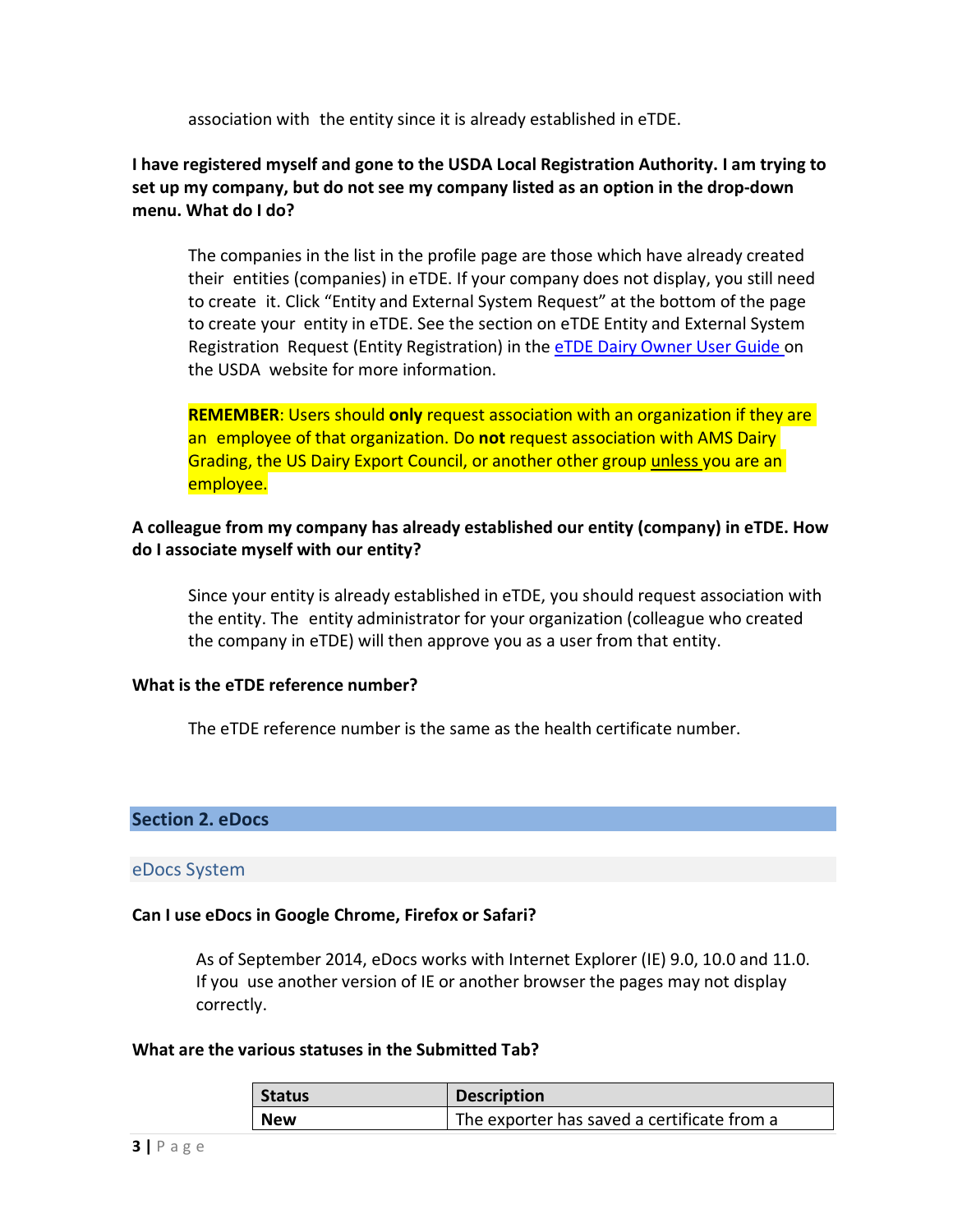association with the entity since it is already established in eTDE.

**I have registered myself and gone to the USDA Local Registration Authority. I am trying to set up my company, but do not see my company listed as an option in the drop-down menu. What do I do?**

The companies in the list in the profile page are those which have already created their entities (companies) in eTDE. If your company does not display, you still need to create it. Click "Entity and External System Request" at the bottom of the page to create your entity in eTDE. See the section on eTDE Entity and External System Registration Request (Entity Registration) in the [eTDE Dairy Owner User Guide](#) on the USDA website for more information.

**REMEMBER**: Users should **only** request association with an organization if they are an employee of that organization. Do **not** request association with AMS Dairy Grading, the US Dairy Export Council, or another other group unless you are an employee.

**A colleague from my company has already established our entity (company) in eTDE. How do I associate myself with our entity?**

Since your entity is already established in eTDE, you should request association with the entity. The entity administrator for your organization (colleague who created the company in eTDE) will then approve you as a user from that entity.

**What is the eTDE reference number?**

The eTDE reference number is the same as the health certificate number.

## Section 2. eDocs

### eDocs System

**Can I use eDocs in Google Chrome, Firefox or Safari?**

As of September 2014, eDocs works with Internet Explorer (IE) 9.0, 10.0 and 11.0. If you use another version of IE or another browser the pages may not display correctly.

**What are the various statuses in the Submitted Tab?**

| Status | Description |
| --- | --- |
| New | The exporter has saved a certificate from a |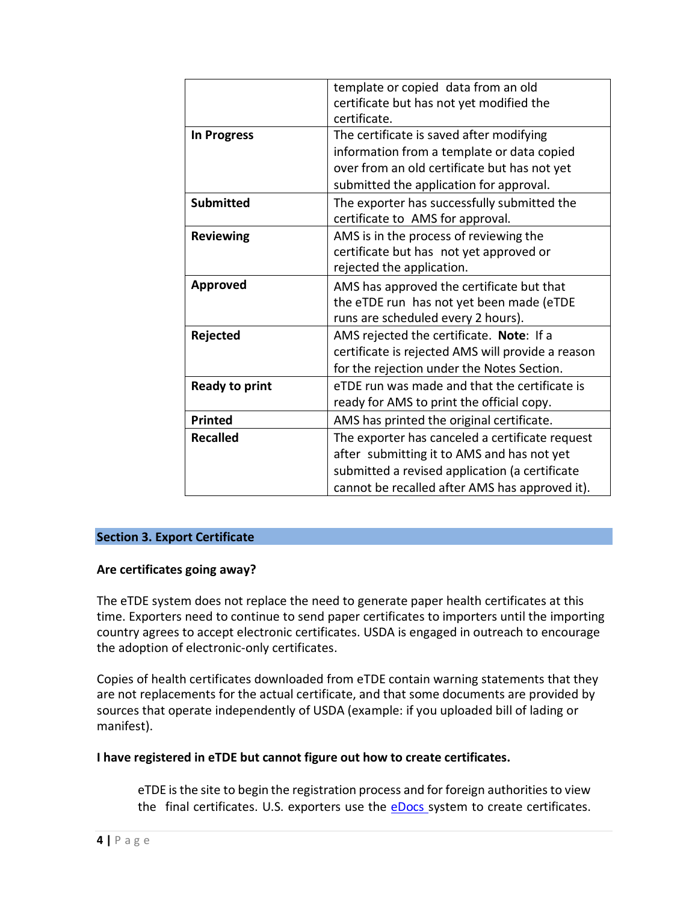| | |
|---|---|
| | template or copied data from an old certificate but has not yet modified the certificate. |
| **In Progress** | The certificate is saved after modifying information from a template or data copied over from an old certificate but has not yet submitted the application for approval. |
| **Submitted** | The exporter has successfully submitted the certificate to AMS for approval. |
| **Reviewing** | AMS is in the process of reviewing the certificate but has not yet approved or rejected the application. |
| **Approved** | AMS has approved the certificate but that the eTDE run has not yet been made (eTDE runs are scheduled every 2 hours). |
| **Rejected** | AMS rejected the certificate. **Note**: If a certificate is rejected AMS will provide a reason for the rejection under the Notes Section. |
| **Ready to print** | eTDE run was made and that the certificate is ready for AMS to print the official copy. |
| **Printed** | AMS has printed the original certificate. |
| **Recalled** | The exporter has canceled a certificate request after submitting it to AMS and has not yet submitted a revised application (a certificate cannot be recalled after AMS has approved it). |

## Section 3. Export Certificate

**Are certificates going away?**

The eTDE system does not replace the need to generate paper health certificates at this time. Exporters need to continue to send paper certificates to importers until the importing country agrees to accept electronic certificates. USDA is engaged in outreach to encourage the adoption of electronic-only certificates.

Copies of health certificates downloaded from eTDE contain warning statements that they are not replacements for the actual certificate, and that some documents are provided by sources that operate independently of USDA (example: if you uploaded bill of lading or manifest).

**I have registered in eTDE but cannot figure out how to create certificates.**

eTDE is the site to begin the registration process and for foreign authorities to view the final certificates. U.S. exporters use the eDocs system to create certificates.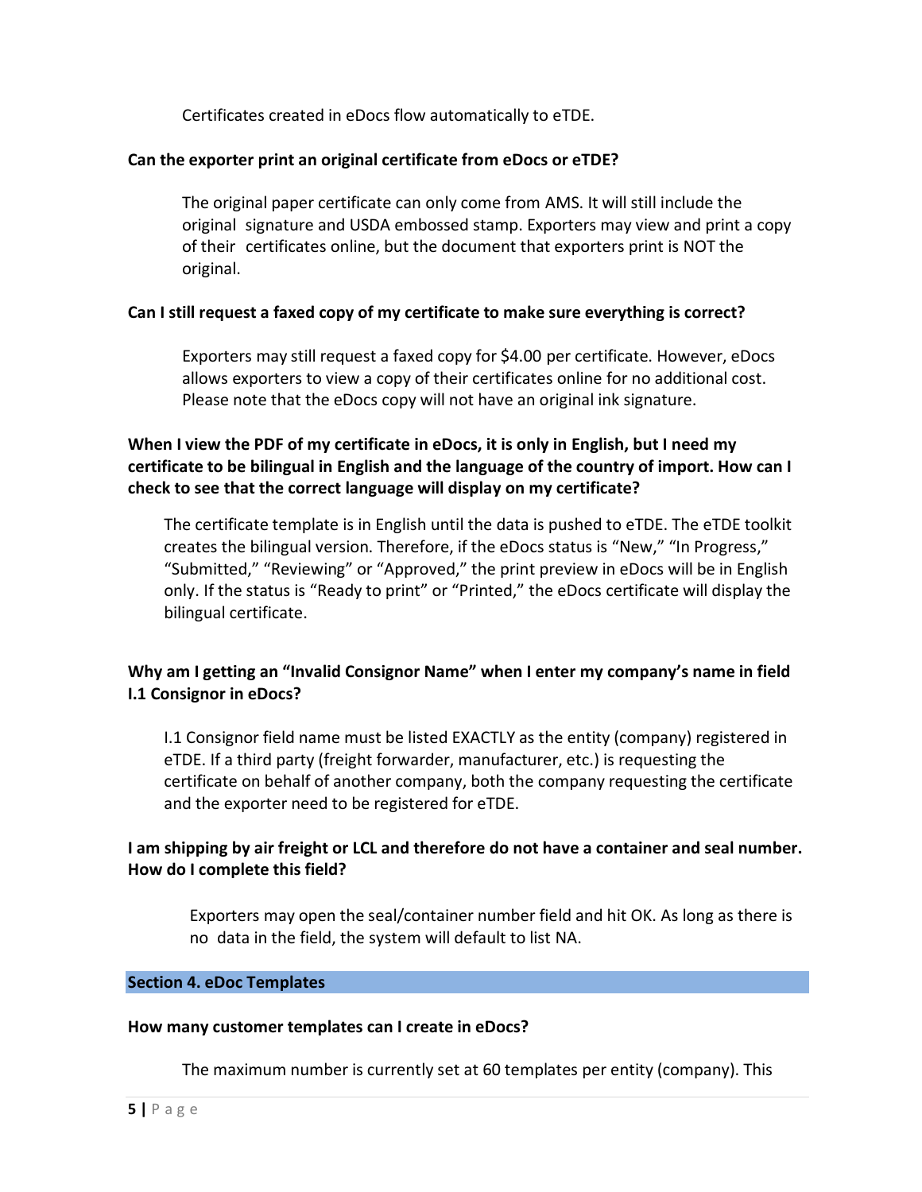Certificates created in eDocs flow automatically to eTDE.

**Can the exporter print an original certificate from eDocs or eTDE?**

The original paper certificate can only come from AMS. It will still include the original signature and USDA embossed stamp. Exporters may view and print a copy of their certificates online, but the document that exporters print is NOT the original.

**Can I still request a faxed copy of my certificate to make sure everything is correct?**

Exporters may still request a faxed copy for $4.00 per certificate. However, eDocs allows exporters to view a copy of their certificates online for no additional cost. Please note that the eDocs copy will not have an original ink signature.

**When I view the PDF of my certificate in eDocs, it is only in English, but I need my certificate to be bilingual in English and the language of the country of import. How can I check to see that the correct language will display on my certificate?**

The certificate template is in English until the data is pushed to eTDE. The eTDE toolkit creates the bilingual version. Therefore, if the eDocs status is "New," "In Progress," "Submitted," "Reviewing" or "Approved," the print preview in eDocs will be in English only. If the status is "Ready to print" or "Printed," the eDocs certificate will display the bilingual certificate.

**Why am I getting an "Invalid Consignor Name" when I enter my company's name in field I.1 Consignor in eDocs?**

I.1 Consignor field name must be listed EXACTLY as the entity (company) registered in eTDE. If a third party (freight forwarder, manufacturer, etc.) is requesting the certificate on behalf of another company, both the company requesting the certificate and the exporter need to be registered for eTDE.

**I am shipping by air freight or LCL and therefore do not have a container and seal number. How do I complete this field?**

Exporters may open the seal/container number field and hit OK. As long as there is no data in the field, the system will default to list NA.

## Section 4. eDoc Templates

**How many customer templates can I create in eDocs?**

The maximum number is currently set at 60 templates per entity (company). This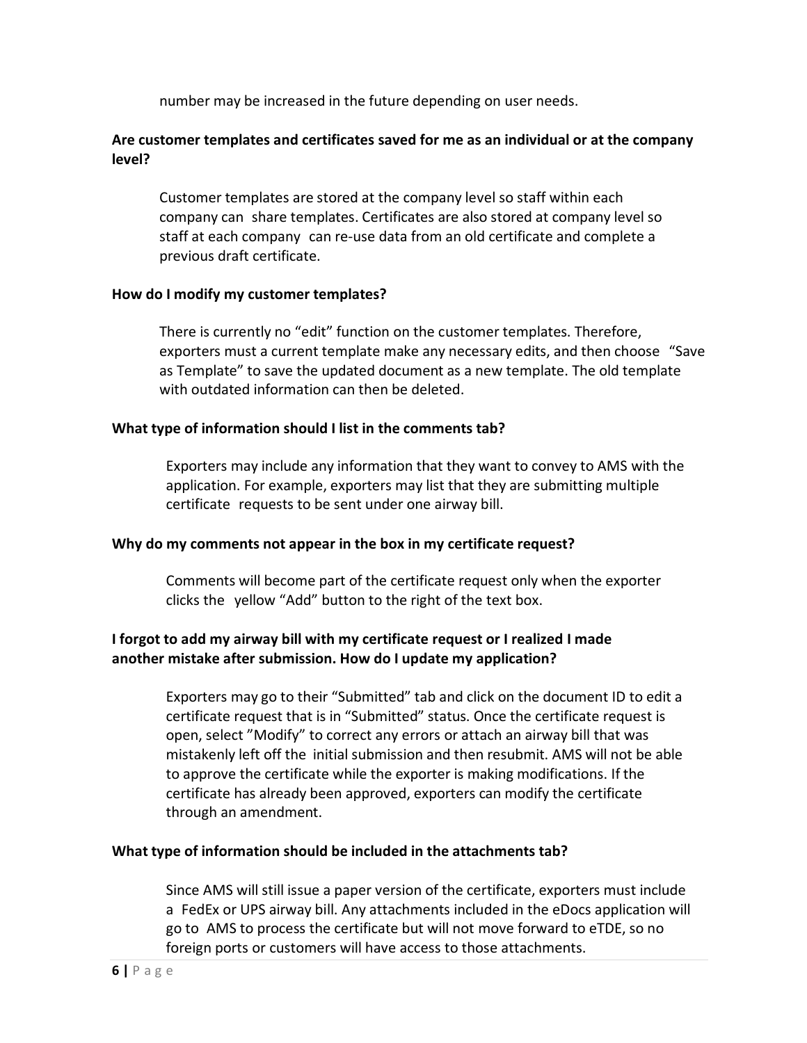number may be increased in the future depending on user needs.

**Are customer templates and certificates saved for me as an individual or at the company level?**

Customer templates are stored at the company level so staff within each company can share templates. Certificates are also stored at company level so staff at each company can re-use data from an old certificate and complete a previous draft certificate.

**How do I modify my customer templates?**

There is currently no "edit" function on the customer templates. Therefore, exporters must a current template make any necessary edits, and then choose "Save as Template" to save the updated document as a new template. The old template with outdated information can then be deleted.

**What type of information should I list in the comments tab?**

Exporters may include any information that they want to convey to AMS with the application. For example, exporters may list that they are submitting multiple certificate requests to be sent under one airway bill.

**Why do my comments not appear in the box in my certificate request?**

Comments will become part of the certificate request only when the exporter clicks the yellow "Add" button to the right of the text box.

**I forgot to add my airway bill with my certificate request or I realized I made another mistake after submission. How do I update my application?**

Exporters may go to their "Submitted" tab and click on the document ID to edit a certificate request that is in "Submitted" status. Once the certificate request is open, select "Modify" to correct any errors or attach an airway bill that was mistakenly left off the initial submission and then resubmit. AMS will not be able to approve the certificate while the exporter is making modifications. If the certificate has already been approved, exporters can modify the certificate through an amendment.

**What type of information should be included in the attachments tab?**

Since AMS will still issue a paper version of the certificate, exporters must include a FedEx or UPS airway bill. Any attachments included in the eDocs application will go to AMS to process the certificate but will not move forward to eTDE, so no foreign ports or customers will have access to those attachments.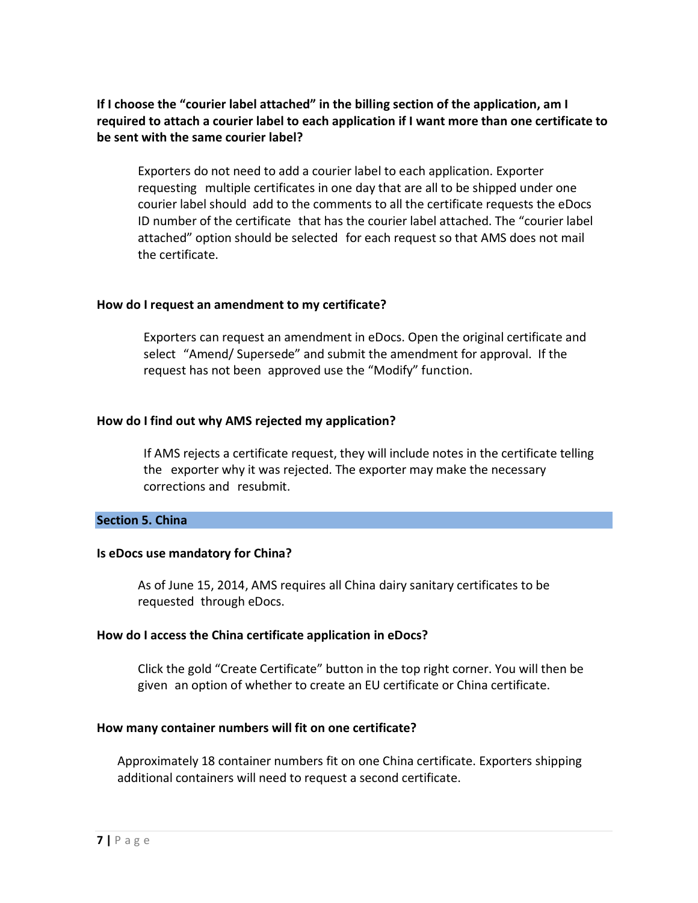**If I choose the "courier label attached" in the billing section of the application, am I required to attach a courier label to each application if I want more than one certificate to be sent with the same courier label?**

Exporters do not need to add a courier label to each application. Exporter requesting multiple certificates in one day that are all to be shipped under one courier label should add to the comments to all the certificate requests the eDocs ID number of the certificate that has the courier label attached. The "courier label attached" option should be selected for each request so that AMS does not mail the certificate.

**How do I request an amendment to my certificate?**

Exporters can request an amendment in eDocs. Open the original certificate and select "Amend/ Supersede" and submit the amendment for approval. If the request has not been approved use the "Modify" function.

**How do I find out why AMS rejected my application?**

If AMS rejects a certificate request, they will include notes in the certificate telling the exporter why it was rejected. The exporter may make the necessary corrections and resubmit.

## Section 5. China

**Is eDocs use mandatory for China?**

As of June 15, 2014, AMS requires all China dairy sanitary certificates to be requested through eDocs.

**How do I access the China certificate application in eDocs?**

Click the gold "Create Certificate" button in the top right corner. You will then be given an option of whether to create an EU certificate or China certificate.

**How many container numbers will fit on one certificate?**

Approximately 18 container numbers fit on one China certificate. Exporters shipping additional containers will need to request a second certificate.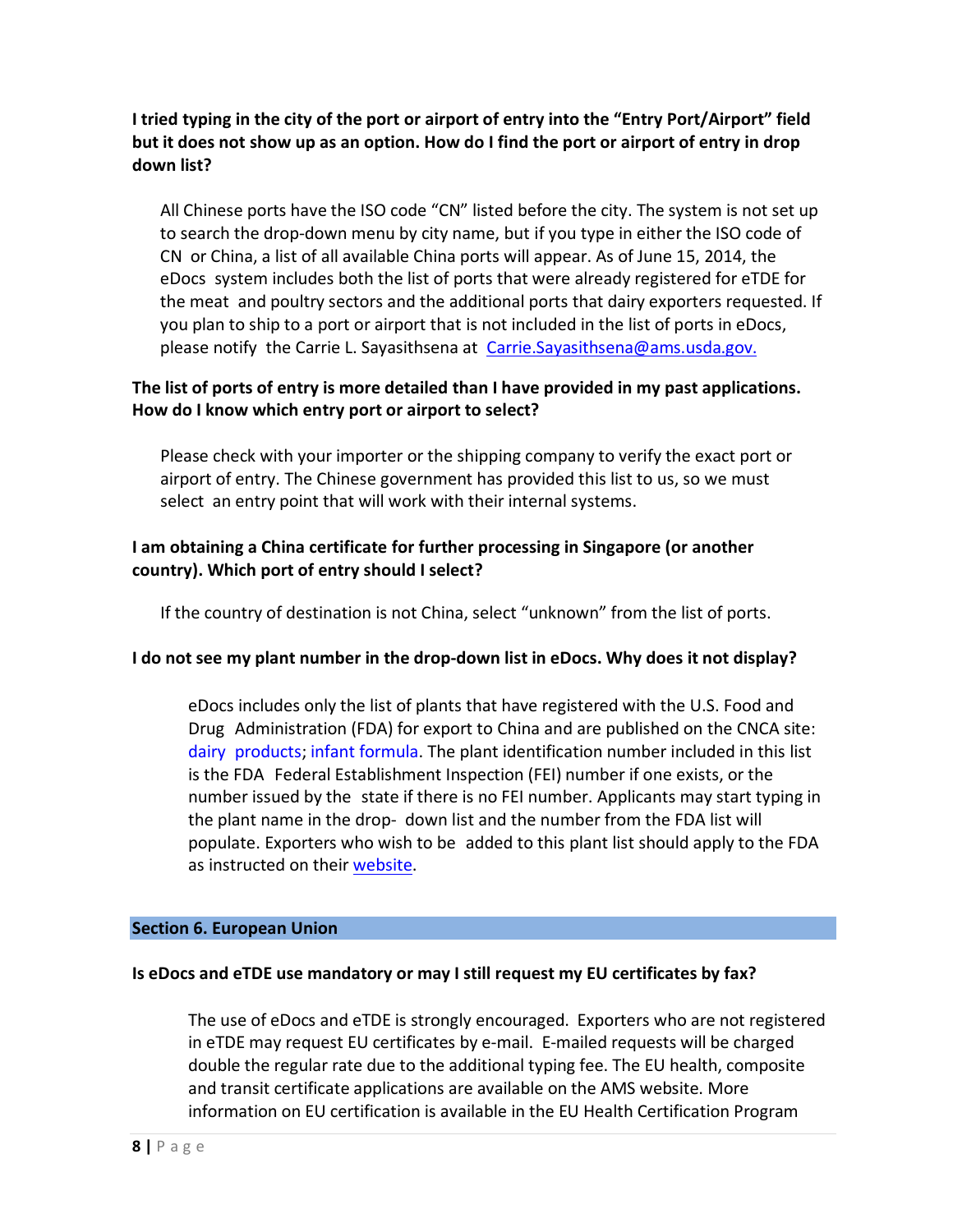**I tried typing in the city of the port or airport of entry into the "Entry Port/Airport" field but it does not show up as an option. How do I find the port or airport of entry in drop down list?**

All Chinese ports have the ISO code "CN" listed before the city. The system is not set up to search the drop-down menu by city name, but if you type in either the ISO code of CN or China, a list of all available China ports will appear. As of June 15, 2014, the eDocs system includes both the list of ports that were already registered for eTDE for the meat and poultry sectors and the additional ports that dairy exporters requested. If you plan to ship to a port or airport that is not included in the list of ports in eDocs, please notify the Carrie L. Sayasithsena at Carrie.Sayasithsena@ams.usda.gov.

**The list of ports of entry is more detailed than I have provided in my past applications. How do I know which entry port or airport to select?**

Please check with your importer or the shipping company to verify the exact port or airport of entry. The Chinese government has provided this list to us, so we must select an entry point that will work with their internal systems.

**I am obtaining a China certificate for further processing in Singapore (or another country). Which port of entry should I select?**

If the country of destination is not China, select "unknown" from the list of ports.

**I do not see my plant number in the drop-down list in eDocs. Why does it not display?**

eDocs includes only the list of plants that have registered with the U.S. Food and Drug Administration (FDA) for export to China and are published on the CNCA site: dairy products; infant formula. The plant identification number included in this list is the FDA Federal Establishment Inspection (FEI) number if one exists, or the number issued by the state if there is no FEI number. Applicants may start typing in the plant name in the drop- down list and the number from the FDA list will populate. Exporters who wish to be added to this plant list should apply to the FDA as instructed on their website.

## Section 6. European Union

**Is eDocs and eTDE use mandatory or may I still request my EU certificates by fax?**

The use of eDocs and eTDE is strongly encouraged. Exporters who are not registered in eTDE may request EU certificates by e-mail. E-mailed requests will be charged double the regular rate due to the additional typing fee. The EU health, composite and transit certificate applications are available on the AMS website. More information on EU certification is available in the EU Health Certification Program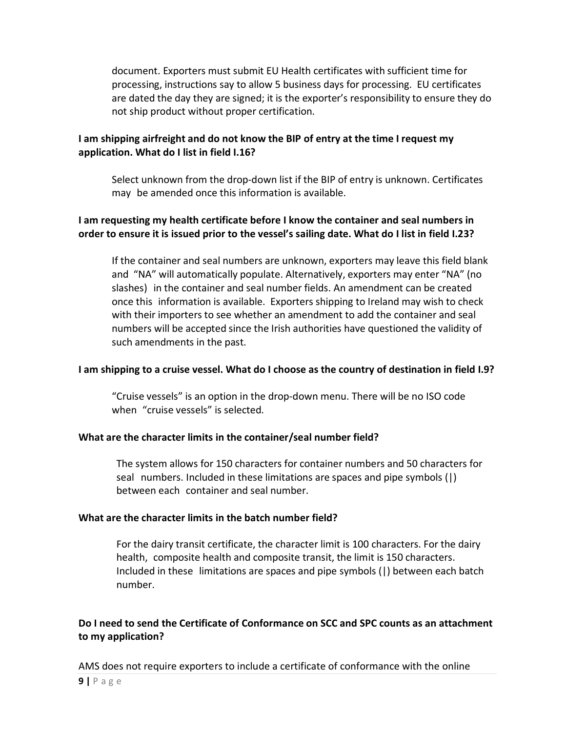document. Exporters must submit EU Health certificates with sufficient time for processing, instructions say to allow 5 business days for processing. EU certificates are dated the day they are signed; it is the exporter's responsibility to ensure they do not ship product without proper certification.

**I am shipping airfreight and do not know the BIP of entry at the time I request my application. What do I list in field I.16?**

Select unknown from the drop-down list if the BIP of entry is unknown. Certificates may be amended once this information is available.

**I am requesting my health certificate before I know the container and seal numbers in order to ensure it is issued prior to the vessel's sailing date. What do I list in field I.23?**

If the container and seal numbers are unknown, exporters may leave this field blank and "NA" will automatically populate. Alternatively, exporters may enter "NA" (no slashes) in the container and seal number fields. An amendment can be created once this information is available. Exporters shipping to Ireland may wish to check with their importers to see whether an amendment to add the container and seal numbers will be accepted since the Irish authorities have questioned the validity of such amendments in the past.

**I am shipping to a cruise vessel. What do I choose as the country of destination in field I.9?**

"Cruise vessels" is an option in the drop-down menu. There will be no ISO code when "cruise vessels" is selected.

**What are the character limits in the container/seal number field?**

The system allows for 150 characters for container numbers and 50 characters for seal numbers. Included in these limitations are spaces and pipe symbols (|) between each container and seal number.

**What are the character limits in the batch number field?**

For the dairy transit certificate, the character limit is 100 characters. For the dairy health, composite health and composite transit, the limit is 150 characters. Included in these limitations are spaces and pipe symbols (|) between each batch number.

**Do I need to send the Certificate of Conformance on SCC and SPC counts as an attachment to my application?**

AMS does not require exporters to include a certificate of conformance with the online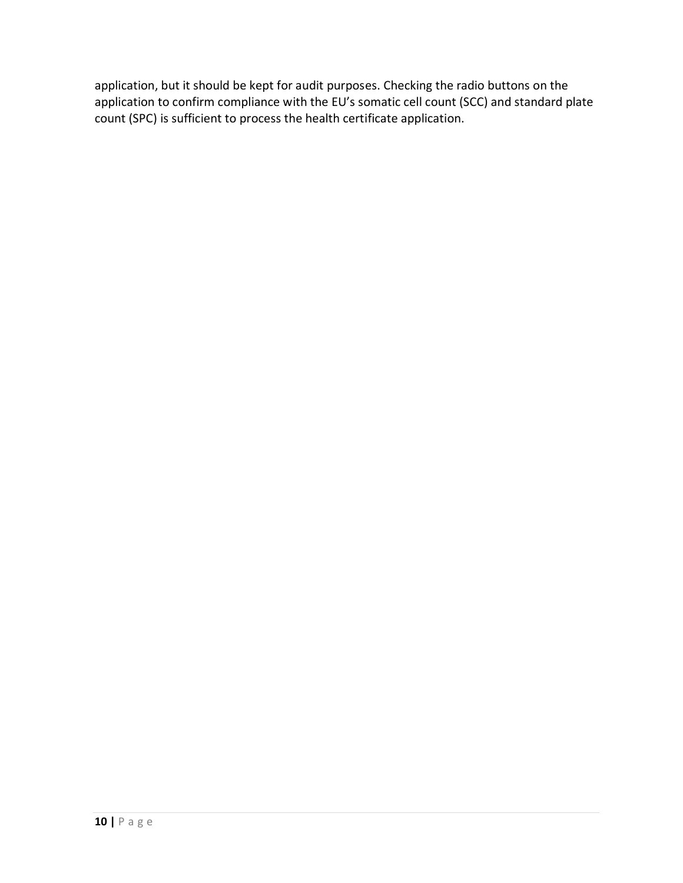application, but it should be kept for audit purposes. Checking the radio buttons on the application to confirm compliance with the EU's somatic cell count (SCC) and standard plate count (SPC) is sufficient to process the health certificate application.